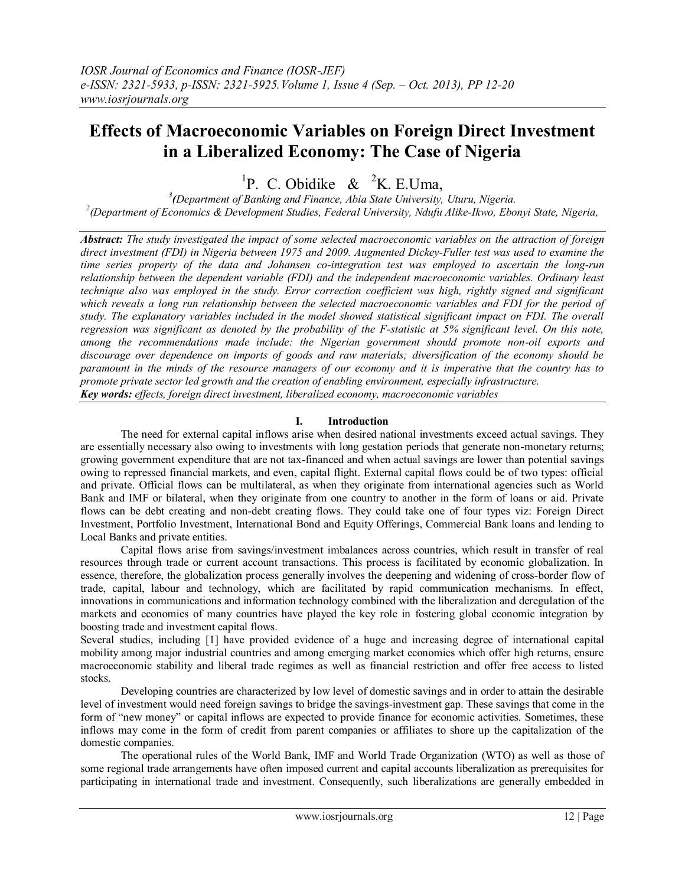# Effects of Macroeconomic Variables on Foreign Direct Investment in a Liberalized Economy: The Case of Nigeria

[1]P. C. Obidike & [2]K. E.Uma,

[3](Department of Banking and Finance, Abia State University, Uturu, Nigeria.
[2](Department of Economics & Development Studies, Federal University, Ndufu Alike-Ikwo, Ebonyi State, Nigeria,

***Abstract:*** *The study investigated the impact of some selected macroeconomic variables on the attraction of foreign direct investment (FDI) in Nigeria between 1975 and 2009. Augmented Dickey-Fuller test was used to examine the time series property of the data and Johansen co-integration test was employed to ascertain the long-run relationship between the dependent variable (FDI) and the independent macroeconomic variables. Ordinary least technique also was employed in the study. Error correction coefficient was high, rightly signed and significant which reveals a long run relationship between the selected macroeconomic variables and FDI for the period of study. The explanatory variables included in the model showed statistical significant impact on FDI. The overall regression was significant as denoted by the probability of the F-statistic at 5% significant level. On this note, among the recommendations made include: the Nigerian government should promote non-oil exports and discourage over dependence on imports of goods and raw materials; diversification of the economy should be paramount in the minds of the resource managers of our economy and it is imperative that the country has to promote private sector led growth and the creation of enabling environment, especially infrastructure.*

***Key words:*** *effects, foreign direct investment, liberalized economy, macroeconomic variables*

## I. Introduction

The need for external capital inflows arise when desired national investments exceed actual savings. They are essentially necessary also owing to investments with long gestation periods that generate non-monetary returns; growing government expenditure that are not tax-financed and when actual savings are lower than potential savings owing to repressed financial markets, and even, capital flight. External capital flows could be of two types: official and private. Official flows can be multilateral, as when they originate from international agencies such as World Bank and IMF or bilateral, when they originate from one country to another in the form of loans or aid. Private flows can be debt creating and non-debt creating flows. They could take one of four types viz: Foreign Direct Investment, Portfolio Investment, International Bond and Equity Offerings, Commercial Bank loans and lending to Local Banks and private entities.

Capital flows arise from savings/investment imbalances across countries, which result in transfer of real resources through trade or current account transactions. This process is facilitated by economic globalization. In essence, therefore, the globalization process generally involves the deepening and widening of cross-border flow of trade, capital, labour and technology, which are facilitated by rapid communication mechanisms. In effect, innovations in communications and information technology combined with the liberalization and deregulation of the markets and economies of many countries have played the key role in fostering global economic integration by boosting trade and investment capital flows.

Several studies, including [1] have provided evidence of a huge and increasing degree of international capital mobility among major industrial countries and among emerging market economies which offer high returns, ensure macroeconomic stability and liberal trade regimes as well as financial restriction and offer free access to listed stocks.

Developing countries are characterized by low level of domestic savings and in order to attain the desirable level of investment would need foreign savings to bridge the savings-investment gap. These savings that come in the form of "new money" or capital inflows are expected to provide finance for economic activities. Sometimes, these inflows may come in the form of credit from parent companies or affiliates to shore up the capitalization of the domestic companies.

The operational rules of the World Bank, IMF and World Trade Organization (WTO) as well as those of some regional trade arrangements have often imposed current and capital accounts liberalization as prerequisites for participating in international trade and investment. Consequently, such liberalizations are generally embedded in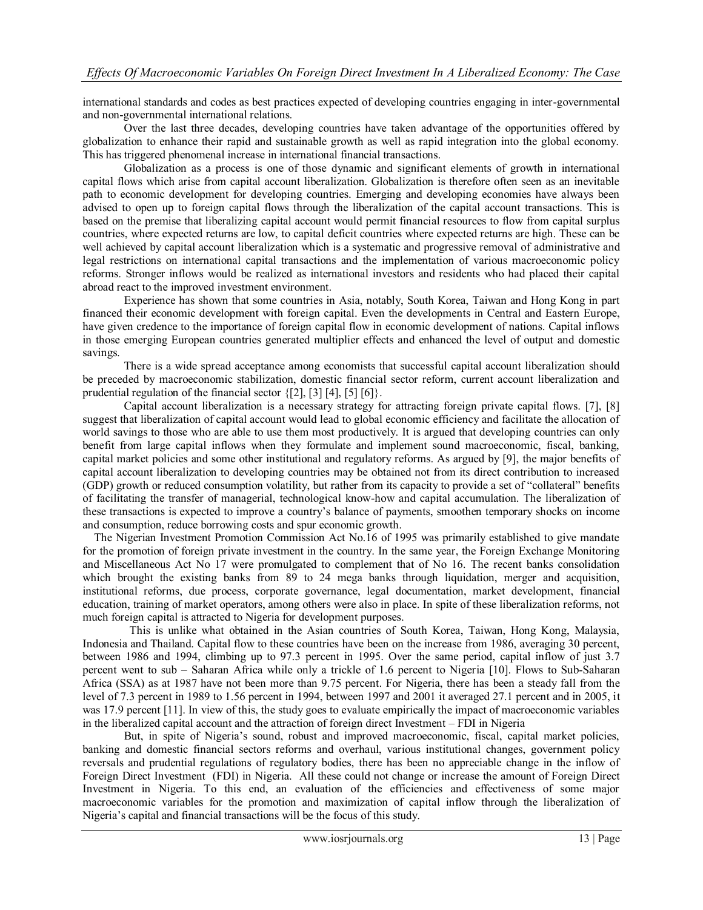international standards and codes as best practices expected of developing countries engaging in inter-governmental and non-governmental international relations.

Over the last three decades, developing countries have taken advantage of the opportunities offered by globalization to enhance their rapid and sustainable growth as well as rapid integration into the global economy. This has triggered phenomenal increase in international financial transactions.

Globalization as a process is one of those dynamic and significant elements of growth in international capital flows which arise from capital account liberalization. Globalization is therefore often seen as an inevitable path to economic development for developing countries. Emerging and developing economies have always been advised to open up to foreign capital flows through the liberalization of the capital account transactions. This is based on the premise that liberalizing capital account would permit financial resources to flow from capital surplus countries, where expected returns are low, to capital deficit countries where expected returns are high. These can be well achieved by capital account liberalization which is a systematic and progressive removal of administrative and legal restrictions on international capital transactions and the implementation of various macroeconomic policy reforms. Stronger inflows would be realized as international investors and residents who had placed their capital abroad react to the improved investment environment.

Experience has shown that some countries in Asia, notably, South Korea, Taiwan and Hong Kong in part financed their economic development with foreign capital. Even the developments in Central and Eastern Europe, have given credence to the importance of foreign capital flow in economic development of nations. Capital inflows in those emerging European countries generated multiplier effects and enhanced the level of output and domestic savings.

There is a wide spread acceptance among economists that successful capital account liberalization should be preceded by macroeconomic stabilization, domestic financial sector reform, current account liberalization and prudential regulation of the financial sector {[2], [3] [4], [5] [6]}.

Capital account liberalization is a necessary strategy for attracting foreign private capital flows. [7], [8] suggest that liberalization of capital account would lead to global economic efficiency and facilitate the allocation of world savings to those who are able to use them most productively. It is argued that developing countries can only benefit from large capital inflows when they formulate and implement sound macroeconomic, fiscal, banking, capital market policies and some other institutional and regulatory reforms. As argued by [9], the major benefits of capital account liberalization to developing countries may be obtained not from its direct contribution to increased (GDP) growth or reduced consumption volatility, but rather from its capacity to provide a set of "collateral" benefits of facilitating the transfer of managerial, technological know-how and capital accumulation. The liberalization of these transactions is expected to improve a country's balance of payments, smoothen temporary shocks on income and consumption, reduce borrowing costs and spur economic growth.

The Nigerian Investment Promotion Commission Act No.16 of 1995 was primarily established to give mandate for the promotion of foreign private investment in the country. In the same year, the Foreign Exchange Monitoring and Miscellaneous Act No 17 were promulgated to complement that of No 16. The recent banks consolidation which brought the existing banks from 89 to 24 mega banks through liquidation, merger and acquisition, institutional reforms, due process, corporate governance, legal documentation, market development, financial education, training of market operators, among others were also in place. In spite of these liberalization reforms, not much foreign capital is attracted to Nigeria for development purposes.

This is unlike what obtained in the Asian countries of South Korea, Taiwan, Hong Kong, Malaysia, Indonesia and Thailand. Capital flow to these countries have been on the increase from 1986, averaging 30 percent, between 1986 and 1994, climbing up to 97.3 percent in 1995. Over the same period, capital inflow of just 3.7 percent went to sub – Saharan Africa while only a trickle of 1.6 percent to Nigeria [10]. Flows to Sub-Saharan Africa (SSA) as at 1987 have not been more than 9.75 percent. For Nigeria, there has been a steady fall from the level of 7.3 percent in 1989 to 1.56 percent in 1994, between 1997 and 2001 it averaged 27.1 percent and in 2005, it was 17.9 percent [11]. In view of this, the study goes to evaluate empirically the impact of macroeconomic variables in the liberalized capital account and the attraction of foreign direct Investment – FDI in Nigeria

But, in spite of Nigeria's sound, robust and improved macroeconomic, fiscal, capital market policies, banking and domestic financial sectors reforms and overhaul, various institutional changes, government policy reversals and prudential regulations of regulatory bodies, there has been no appreciable change in the inflow of Foreign Direct Investment (FDI) in Nigeria. All these could not change or increase the amount of Foreign Direct Investment in Nigeria. To this end, an evaluation of the efficiencies and effectiveness of some major macroeconomic variables for the promotion and maximization of capital inflow through the liberalization of Nigeria's capital and financial transactions will be the focus of this study.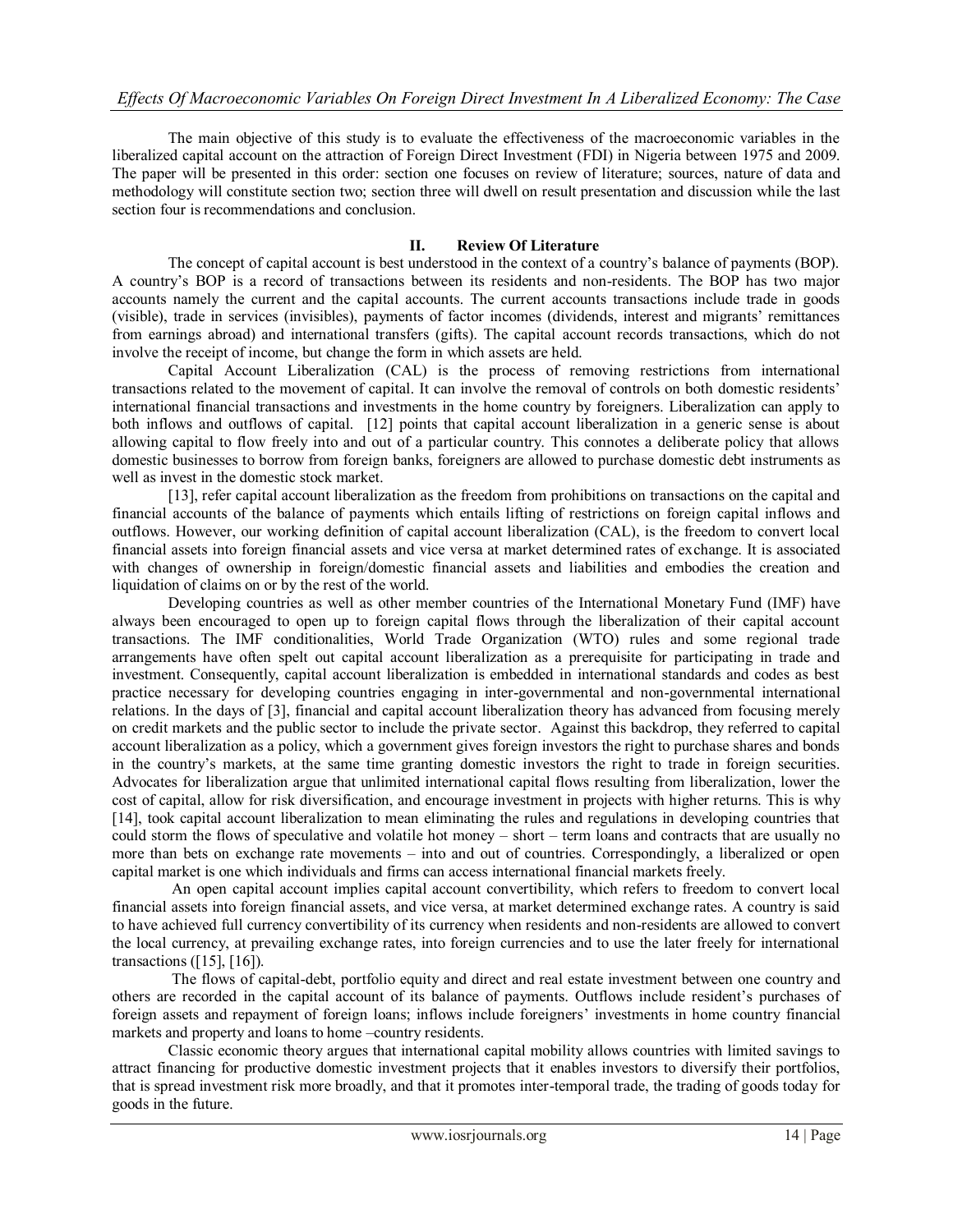The main objective of this study is to evaluate the effectiveness of the macroeconomic variables in the liberalized capital account on the attraction of Foreign Direct Investment (FDI) in Nigeria between 1975 and 2009. The paper will be presented in this order: section one focuses on review of literature; sources, nature of data and methodology will constitute section two; section three will dwell on result presentation and discussion while the last section four is recommendations and conclusion.

## II. Review Of Literature

The concept of capital account is best understood in the context of a country's balance of payments (BOP). A country's BOP is a record of transactions between its residents and non-residents. The BOP has two major accounts namely the current and the capital accounts. The current accounts transactions include trade in goods (visible), trade in services (invisibles), payments of factor incomes (dividends, interest and migrants' remittances from earnings abroad) and international transfers (gifts). The capital account records transactions, which do not involve the receipt of income, but change the form in which assets are held.

Capital Account Liberalization (CAL) is the process of removing restrictions from international transactions related to the movement of capital. It can involve the removal of controls on both domestic residents' international financial transactions and investments in the home country by foreigners. Liberalization can apply to both inflows and outflows of capital. [12] points that capital account liberalization in a generic sense is about allowing capital to flow freely into and out of a particular country. This connotes a deliberate policy that allows domestic businesses to borrow from foreign banks, foreigners are allowed to purchase domestic debt instruments as well as invest in the domestic stock market.

[13], refer capital account liberalization as the freedom from prohibitions on transactions on the capital and financial accounts of the balance of payments which entails lifting of restrictions on foreign capital inflows and outflows. However, our working definition of capital account liberalization (CAL), is the freedom to convert local financial assets into foreign financial assets and vice versa at market determined rates of exchange. It is associated with changes of ownership in foreign/domestic financial assets and liabilities and embodies the creation and liquidation of claims on or by the rest of the world.

Developing countries as well as other member countries of the International Monetary Fund (IMF) have always been encouraged to open up to foreign capital flows through the liberalization of their capital account transactions. The IMF conditionalities, World Trade Organization (WTO) rules and some regional trade arrangements have often spelt out capital account liberalization as a prerequisite for participating in trade and investment. Consequently, capital account liberalization is embedded in international standards and codes as best practice necessary for developing countries engaging in inter-governmental and non-governmental international relations. In the days of [3], financial and capital account liberalization theory has advanced from focusing merely on credit markets and the public sector to include the private sector. Against this backdrop, they referred to capital account liberalization as a policy, which a government gives foreign investors the right to purchase shares and bonds in the country's markets, at the same time granting domestic investors the right to trade in foreign securities. Advocates for liberalization argue that unlimited international capital flows resulting from liberalization, lower the cost of capital, allow for risk diversification, and encourage investment in projects with higher returns. This is why [14], took capital account liberalization to mean eliminating the rules and regulations in developing countries that could storm the flows of speculative and volatile hot money – short – term loans and contracts that are usually no more than bets on exchange rate movements – into and out of countries. Correspondingly, a liberalized or open capital market is one which individuals and firms can access international financial markets freely.

An open capital account implies capital account convertibility, which refers to freedom to convert local financial assets into foreign financial assets, and vice versa, at market determined exchange rates. A country is said to have achieved full currency convertibility of its currency when residents and non-residents are allowed to convert the local currency, at prevailing exchange rates, into foreign currencies and to use the later freely for international transactions ([15], [16]).

The flows of capital-debt, portfolio equity and direct and real estate investment between one country and others are recorded in the capital account of its balance of payments. Outflows include resident's purchases of foreign assets and repayment of foreign loans; inflows include foreigners' investments in home country financial markets and property and loans to home –country residents.

Classic economic theory argues that international capital mobility allows countries with limited savings to attract financing for productive domestic investment projects that it enables investors to diversify their portfolios, that is spread investment risk more broadly, and that it promotes inter-temporal trade, the trading of goods today for goods in the future.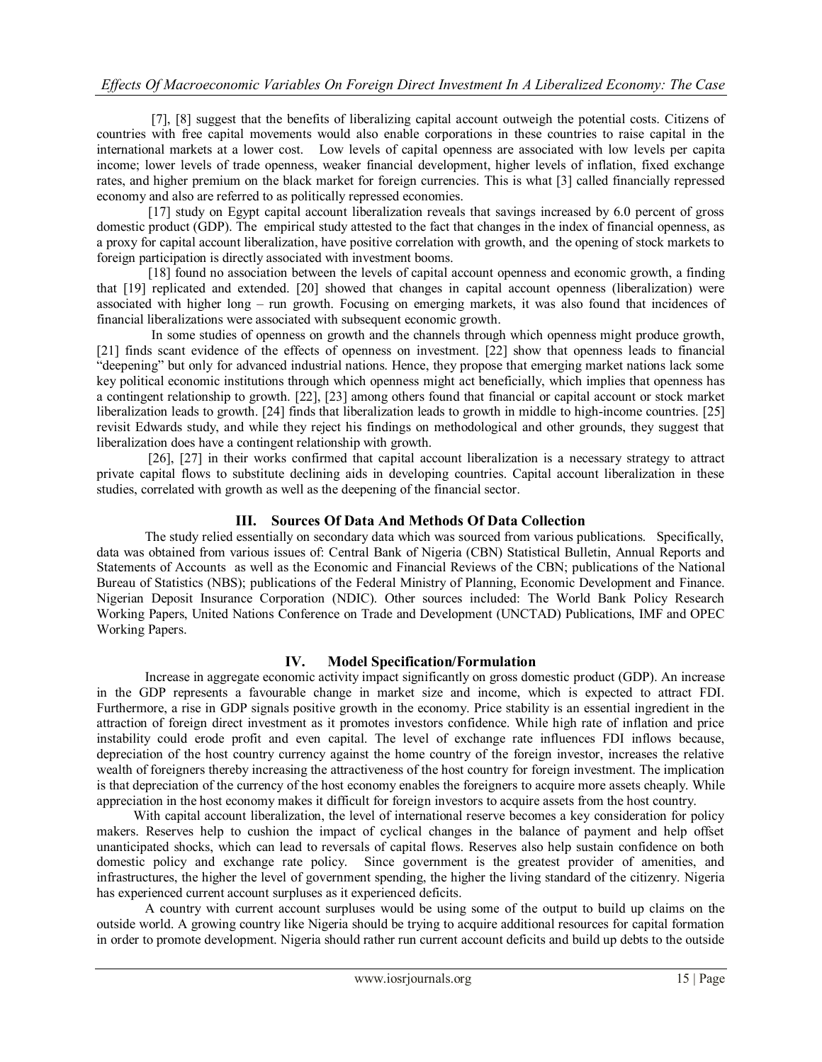[7], [8] suggest that the benefits of liberalizing capital account outweigh the potential costs. Citizens of countries with free capital movements would also enable corporations in these countries to raise capital in the international markets at a lower cost. Low levels of capital openness are associated with low levels per capita income; lower levels of trade openness, weaker financial development, higher levels of inflation, fixed exchange rates, and higher premium on the black market for foreign currencies. This is what [3] called financially repressed economy and also are referred to as politically repressed economies.

[17] study on Egypt capital account liberalization reveals that savings increased by 6.0 percent of gross domestic product (GDP). The empirical study attested to the fact that changes in the index of financial openness, as a proxy for capital account liberalization, have positive correlation with growth, and the opening of stock markets to foreign participation is directly associated with investment booms.

[18] found no association between the levels of capital account openness and economic growth, a finding that [19] replicated and extended. [20] showed that changes in capital account openness (liberalization) were associated with higher long – run growth. Focusing on emerging markets, it was also found that incidences of financial liberalizations were associated with subsequent economic growth.

In some studies of openness on growth and the channels through which openness might produce growth, [21] finds scant evidence of the effects of openness on investment. [22] show that openness leads to financial "deepening" but only for advanced industrial nations. Hence, they propose that emerging market nations lack some key political economic institutions through which openness might act beneficially, which implies that openness has a contingent relationship to growth. [22], [23] among others found that financial or capital account or stock market liberalization leads to growth. [24] finds that liberalization leads to growth in middle to high-income countries. [25] revisit Edwards study, and while they reject his findings on methodological and other grounds, they suggest that liberalization does have a contingent relationship with growth.

[26], [27] in their works confirmed that capital account liberalization is a necessary strategy to attract private capital flows to substitute declining aids in developing countries. Capital account liberalization in these studies, correlated with growth as well as the deepening of the financial sector.

## III. Sources Of Data And Methods Of Data Collection

The study relied essentially on secondary data which was sourced from various publications. Specifically, data was obtained from various issues of: Central Bank of Nigeria (CBN) Statistical Bulletin, Annual Reports and Statements of Accounts as well as the Economic and Financial Reviews of the CBN; publications of the National Bureau of Statistics (NBS); publications of the Federal Ministry of Planning, Economic Development and Finance. Nigerian Deposit Insurance Corporation (NDIC). Other sources included: The World Bank Policy Research Working Papers, United Nations Conference on Trade and Development (UNCTAD) Publications, IMF and OPEC Working Papers.

## IV. Model Specification/Formulation

Increase in aggregate economic activity impact significantly on gross domestic product (GDP). An increase in the GDP represents a favourable change in market size and income, which is expected to attract FDI. Furthermore, a rise in GDP signals positive growth in the economy. Price stability is an essential ingredient in the attraction of foreign direct investment as it promotes investors confidence. While high rate of inflation and price instability could erode profit and even capital. The level of exchange rate influences FDI inflows because, depreciation of the host country currency against the home country of the foreign investor, increases the relative wealth of foreigners thereby increasing the attractiveness of the host country for foreign investment. The implication is that depreciation of the currency of the host economy enables the foreigners to acquire more assets cheaply. While appreciation in the host economy makes it difficult for foreign investors to acquire assets from the host country.

With capital account liberalization, the level of international reserve becomes a key consideration for policy makers. Reserves help to cushion the impact of cyclical changes in the balance of payment and help offset unanticipated shocks, which can lead to reversals of capital flows. Reserves also help sustain confidence on both domestic policy and exchange rate policy. Since government is the greatest provider of amenities, and infrastructures, the higher the level of government spending, the higher the living standard of the citizenry. Nigeria has experienced current account surpluses as it experienced deficits.

A country with current account surpluses would be using some of the output to build up claims on the outside world. A growing country like Nigeria should be trying to acquire additional resources for capital formation in order to promote development. Nigeria should rather run current account deficits and build up debts to the outside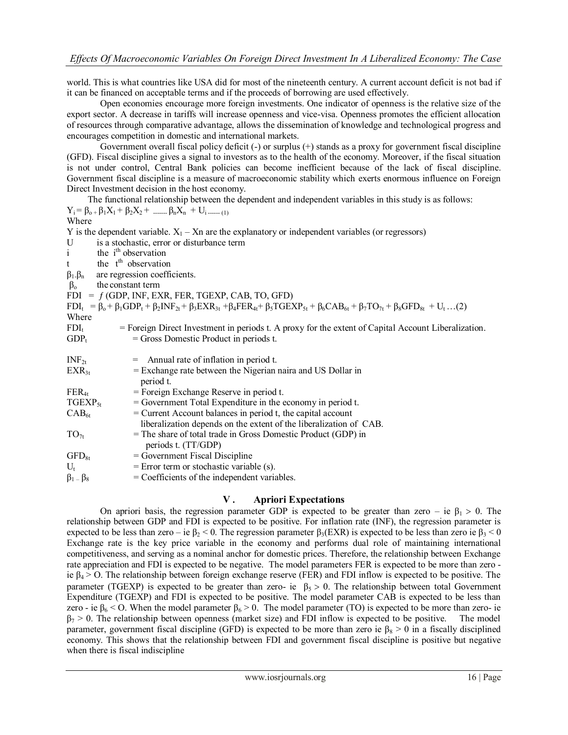world. This is what countries like USA did for most of the nineteenth century. A current account deficit is not bad if it can be financed on acceptable terms and if the proceeds of borrowing are used effectively.

Open economies encourage more foreign investments. One indicator of openness is the relative size of the export sector. A decrease in tariffs will increase openness and vice-visa. Openness promotes the efficient allocation of resources through comparative advantage, allows the dissemination of knowledge and technological progress and encourages competition in domestic and international markets.

Government overall fiscal policy deficit (-) or surplus (+) stands as a proxy for government fiscal discipline (GFD). Fiscal discipline gives a signal to investors as to the health of the economy. Moreover, if the fiscal situation is not under control, Central Bank policies can become inefficient because of the lack of fiscal discipline. Government fiscal discipline is a measure of macroeconomic stability which exerts enormous influence on Foreign Direct Investment decision in the host economy.

The functional relationship between the dependent and independent variables in this study is as follows:

$$Y_i = \beta_o + \beta_1 X_1 + \beta_2 X_2 + \text{-------} \beta_n X_n + U_i \text{------} (1)$$

Where

Y is the dependent variable. $X_1 - X_n$ are the explanatory or independent variables (or regressors)

U is a stochastic, error or disturbance term

i the i[th] observation

t the t[th] observation

$\beta_1$-$\beta_n$ are regression coefficients.

$\beta_o$ the constant term

$$FDI = f\,(GDP, INF, EXR, FER, TGEXP, CAB, TO, GFD)$$

$$FDI_t = \beta_o + \beta_1 GDP_t + \beta_2 INF_{2t} + \beta_3 EXR_{3t} + \beta_4 FER_{4t} + \beta_5 TGEXP_{5t} + \beta_6 CAB_{6t} + \beta_7 TO_{7t} + \beta_8 GFD_{8t} + U_t \ldots(2)$$

Where

$FDI_t$ = Foreign Direct Investment in periods t. A proxy for the extent of Capital Account Liberalization.

$GDP_t$ = Gross Domestic Product in periods t.

$INF_{2t}$ = Annual rate of inflation in period t.

$EXR_{3t}$ = Exchange rate between the Nigerian naira and US Dollar in period t.

$FER_{4t}$ = Foreign Exchange Reserve in period t.

$TGEXP_{5t}$ = Government Total Expenditure in the economy in period t.

$CAB_{6t}$ = Current Account balances in period t, the capital account liberalization depends on the extent of the liberalization of CAB.

$TO_{7t}$ = The share of total trade in Gross Domestic Product (GDP) in periods t. (TT/GDP)

$GFD_{8t}$ = Government Fiscal Discipline

$U_t$ = Error term or stochastic variable (s).

$\beta_1 - \beta_8$ = Coefficients of the independent variables.

## V . Apriori Expectations

On apriori basis, the regression parameter GDP is expected to be greater than zero – ie $\beta_1 > 0$. The relationship between GDP and FDI is expected to be positive. For inflation rate (INF), the regression parameter is expected to be less than zero – ie $\beta_2 < 0$. The regression parameter $\beta_3$(EXR) is expected to be less than zero ie $\beta_3 < 0$ Exchange rate is the key price variable in the economy and performs dual role of maintaining international competitiveness, and serving as a nominal anchor for domestic prices. Therefore, the relationship between Exchange rate appreciation and FDI is expected to be negative. The model parameters FER is expected to be more than zero - ie $\beta_4 > O$. The relationship between foreign exchange reserve (FER) and FDI inflow is expected to be positive. The parameter (TGEXP) is expected to be greater than zero- ie $\beta_5 > 0$. The relationship between total Government Expenditure (TGEXP) and FDI is expected to be positive. The model parameter CAB is expected to be less than zero - ie $\beta_6 < O$. When the model parameter $\beta_6 > 0$. The model parameter (TO) is expected to be more than zero- ie $\beta_7 > 0$. The relationship between openness (market size) and FDI inflow is expected to be positive. The model parameter, government fiscal discipline (GFD) is expected to be more than zero ie $\beta_8 > 0$ in a fiscally disciplined economy. This shows that the relationship between FDI and government fiscal discipline is positive but negative when there is fiscal indiscipline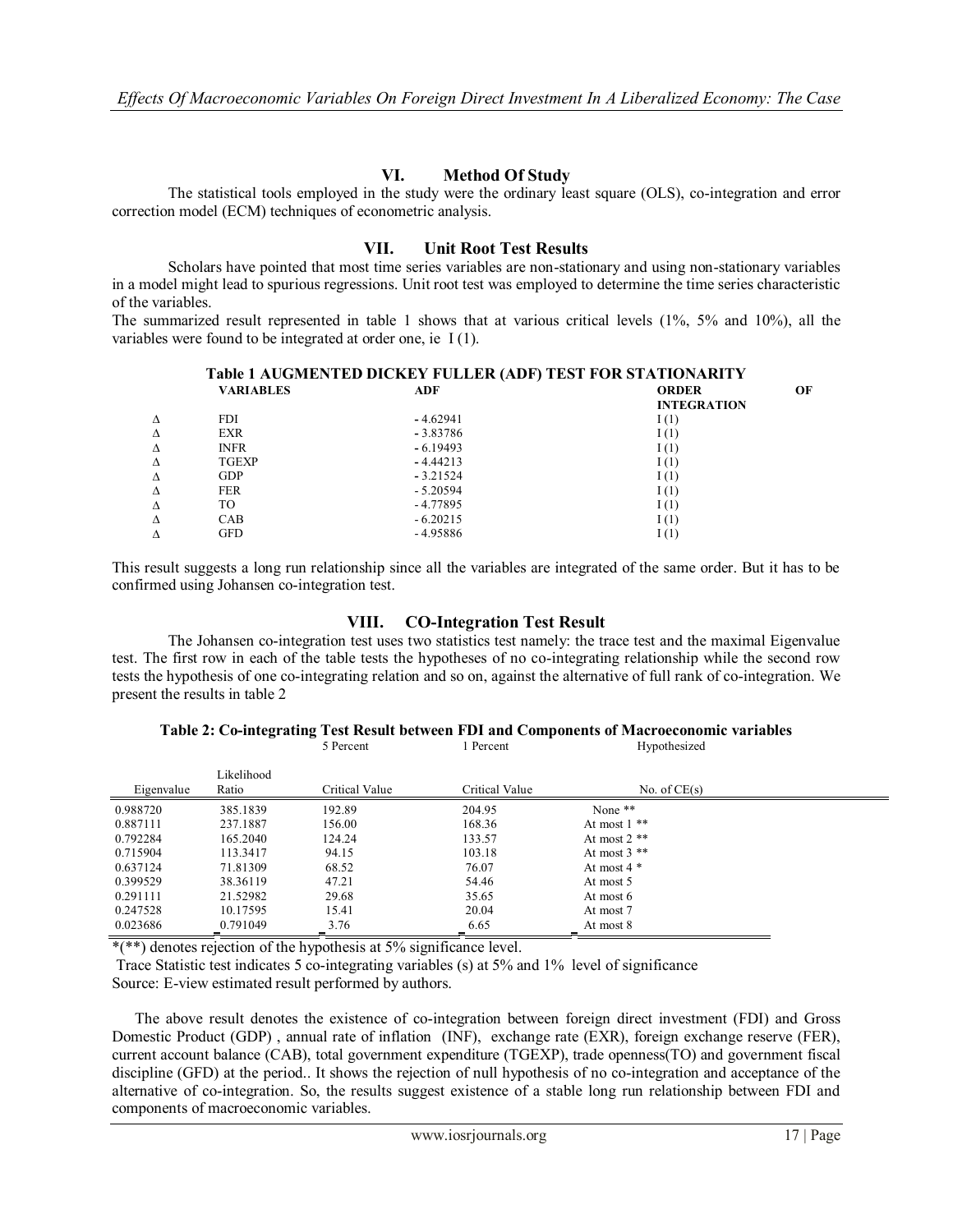## VI. Method Of Study

The statistical tools employed in the study were the ordinary least square (OLS), co-integration and error correction model (ECM) techniques of econometric analysis.

## VII. Unit Root Test Results

Scholars have pointed that most time series variables are non-stationary and using non-stationary variables in a model might lead to spurious regressions. Unit root test was employed to determine the time series characteristic of the variables.

The summarized result represented in table 1 shows that at various critical levels (1%, 5% and 10%), all the variables were found to be integrated at order one, ie I (1).

**Table 1 AUGMENTED DICKEY FULLER (ADF) TEST FOR STATIONARITY**

| | VARIABLES | ADF | ORDER OF INTEGRATION |
|---|---|---|---|
| Δ | FDI | - 4.62941 | I (1) |
| Δ | EXR | - 3.83786 | I (1) |
| Δ | INFR | - 6.19493 | I (1) |
| Δ | TGEXP | - 4.44213 | I (1) |
| Δ | GDP | - 3.21524 | I (1) |
| Δ | FER | - 5.20594 | I (1) |
| Δ | TO | - 4.77895 | I (1) |
| Δ | CAB | - 6.20215 | I (1) |
| Δ | GFD | - 4.95886 | I (1) |

This result suggests a long run relationship since all the variables are integrated of the same order. But it has to be confirmed using Johansen co-integration test.

## VIII. CO-Integration Test Result

The Johansen co-integration test uses two statistics test namely: the trace test and the maximal Eigenvalue test. The first row in each of the table tests the hypotheses of no co-integrating relationship while the second row tests the hypothesis of one co-integrating relation and so on, against the alternative of full rank of co-integration. We present the results in table 2

**Table 2: Co-integrating Test Result between FDI and Components of Macroeconomic variables**

| Eigenvalue | Likelihood Ratio | 5 Percent Critical Value | 1 Percent Critical Value | Hypothesized No. of CE(s) |
|---|---|---|---|---|
| 0.988720 | 385.1839 | 192.89 | 204.95 | None ** |
| 0.887111 | 237.1887 | 156.00 | 168.36 | At most 1 ** |
| 0.792284 | 165.2040 | 124.24 | 133.57 | At most 2 ** |
| 0.715904 | 113.3417 | 94.15 | 103.18 | At most 3 ** |
| 0.637124 | 71.81309 | 68.52 | 76.07 | At most 4 * |
| 0.399529 | 38.36119 | 47.21 | 54.46 | At most 5 |
| 0.291111 | 21.52982 | 29.68 | 35.65 | At most 6 |
| 0.247528 | 10.17595 | 15.41 | 20.04 | At most 7 |
| 0.023686 | 0.791049 | 3.76 | 6.65 | At most 8 |

*(**) denotes rejection of the hypothesis at 5% significance level.

Trace Statistic test indicates 5 co-integrating variables (s) at 5% and 1% level of significance

Source: E-view estimated result performed by authors.

The above result denotes the existence of co-integration between foreign direct investment (FDI) and Gross Domestic Product (GDP) , annual rate of inflation (INF), exchange rate (EXR), foreign exchange reserve (FER), current account balance (CAB), total government expenditure (TGEXP), trade openness(TO) and government fiscal discipline (GFD) at the period.. It shows the rejection of null hypothesis of no co-integration and acceptance of the alternative of co-integration. So, the results suggest existence of a stable long run relationship between FDI and components of macroeconomic variables.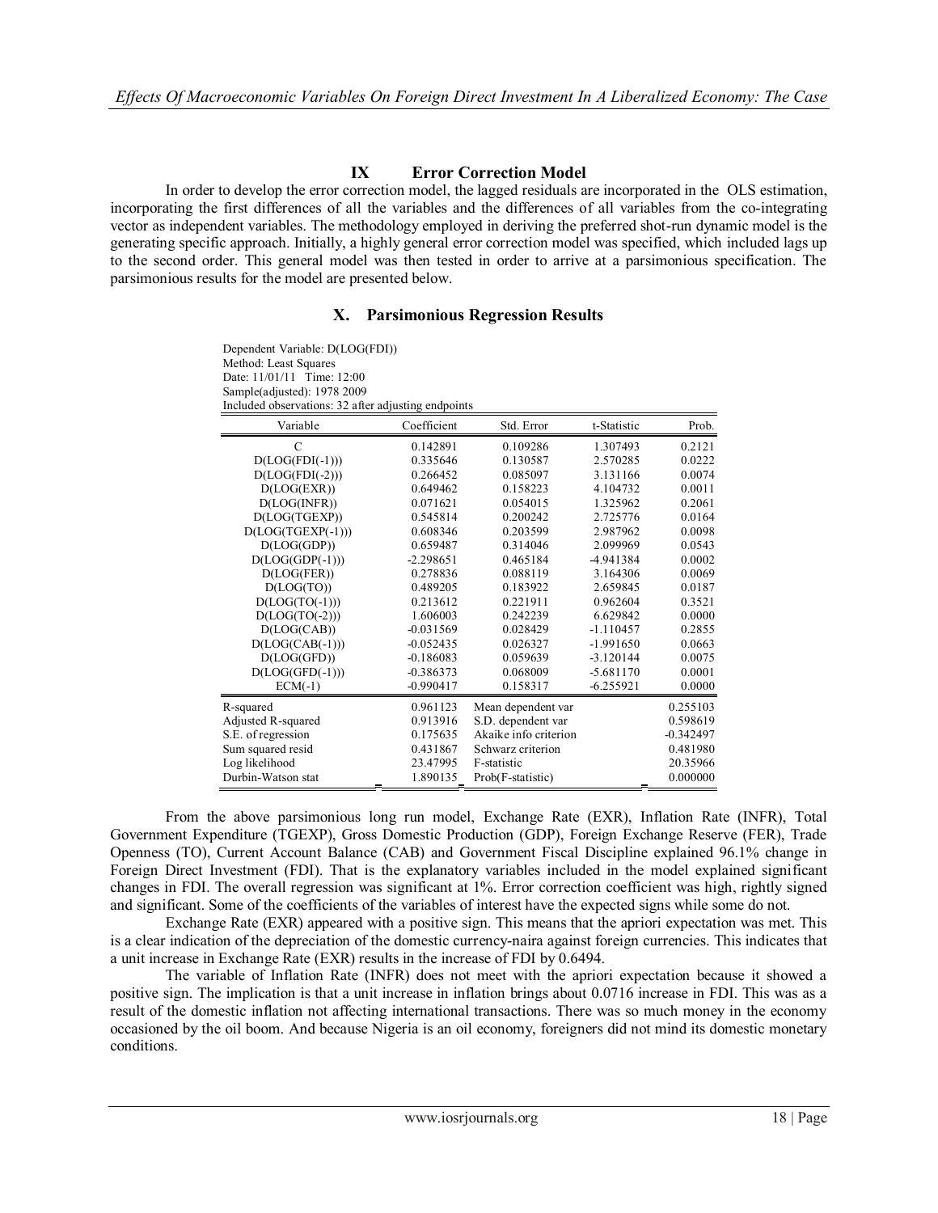## IX Error Correction Model

In order to develop the error correction model, the lagged residuals are incorporated in the OLS estimation, incorporating the first differences of all the variables and the differences of all variables from the co-integrating vector as independent variables. The methodology employed in deriving the preferred shot-run dynamic model is the generating specific approach. Initially, a highly general error correction model was specified, which included lags up to the second order. This general model was then tested in order to arrive at a parsimonious specification. The parsimonious results for the model are presented below.

## X. Parsimonious Regression Results

Dependent Variable: D(LOG(FDI))
Method: Least Squares
Date: 11/01/11 Time: 12:00
Sample(adjusted): 1978 2009
Included observations: 32 after adjusting endpoints

| Variable | Coefficient | Std. Error | t-Statistic | Prob. |
|---|---|---|---|---|
| C | 0.142891 | 0.109286 | 1.307493 | 0.2121 |
| D(LOG(FDI(-1))) | 0.335646 | 0.130587 | 2.570285 | 0.0222 |
| D(LOG(FDI(-2))) | 0.266452 | 0.085097 | 3.131166 | 0.0074 |
| D(LOG(EXR)) | 0.649462 | 0.158223 | 4.104732 | 0.0011 |
| D(LOG(INFR)) | 0.071621 | 0.054015 | 1.325962 | 0.2061 |
| D(LOG(TGEXP)) | 0.545814 | 0.200242 | 2.725776 | 0.0164 |
| D(LOG(TGEXP(-1))) | 0.608346 | 0.203599 | 2.987962 | 0.0098 |
| D(LOG(GDP)) | 0.659487 | 0.314046 | 2.099969 | 0.0543 |
| D(LOG(GDP(-1))) | -2.298651 | 0.465184 | -4.941384 | 0.0002 |
| D(LOG(FER)) | 0.278836 | 0.088119 | 3.164306 | 0.0069 |
| D(LOG(TO)) | 0.489205 | 0.183922 | 2.659845 | 0.0187 |
| D(LOG(TO(-1))) | 0.213612 | 0.221911 | 0.962604 | 0.3521 |
| D(LOG(TO(-2))) | 1.606003 | 0.242239 | 6.629842 | 0.0000 |
| D(LOG(CAB)) | -0.031569 | 0.028429 | -1.110457 | 0.2855 |
| D(LOG(CAB(-1))) | -0.052435 | 0.026327 | -1.991650 | 0.0663 |
| D(LOG(GFD)) | -0.186083 | 0.059639 | -3.120144 | 0.0075 |
| D(LOG(GFD(-1))) | -0.386373 | 0.068009 | -5.681170 | 0.0001 |
| ECM(-1) | -0.990417 | 0.158317 | -6.255921 | 0.0000 |
| R-squared | 0.961123 | Mean dependent var | | 0.255103 |
| Adjusted R-squared | 0.913916 | S.D. dependent var | | 0.598619 |
| S.E. of regression | 0.175635 | Akaike info criterion | | -0.342497 |
| Sum squared resid | 0.431867 | Schwarz criterion | | 0.481980 |
| Log likelihood | 23.47995 | F-statistic | | 20.35966 |
| Durbin-Watson stat | 1.890135 | Prob(F-statistic) | | 0.000000 |

From the above parsimonious long run model, Exchange Rate (EXR), Inflation Rate (INFR), Total Government Expenditure (TGEXP), Gross Domestic Production (GDP), Foreign Exchange Reserve (FER), Trade Openness (TO), Current Account Balance (CAB) and Government Fiscal Discipline explained 96.1% change in Foreign Direct Investment (FDI). That is the explanatory variables included in the model explained significant changes in FDI. The overall regression was significant at 1%. Error correction coefficient was high, rightly signed and significant. Some of the coefficients of the variables of interest have the expected signs while some do not.

Exchange Rate (EXR) appeared with a positive sign. This means that the apriori expectation was met. This is a clear indication of the depreciation of the domestic currency-naira against foreign currencies. This indicates that a unit increase in Exchange Rate (EXR) results in the increase of FDI by 0.6494.

The variable of Inflation Rate (INFR) does not meet with the apriori expectation because it showed a positive sign. The implication is that a unit increase in inflation brings about 0.0716 increase in FDI. This was as a result of the domestic inflation not affecting international transactions. There was so much money in the economy occasioned by the oil boom. And because Nigeria is an oil economy, foreigners did not mind its domestic monetary conditions.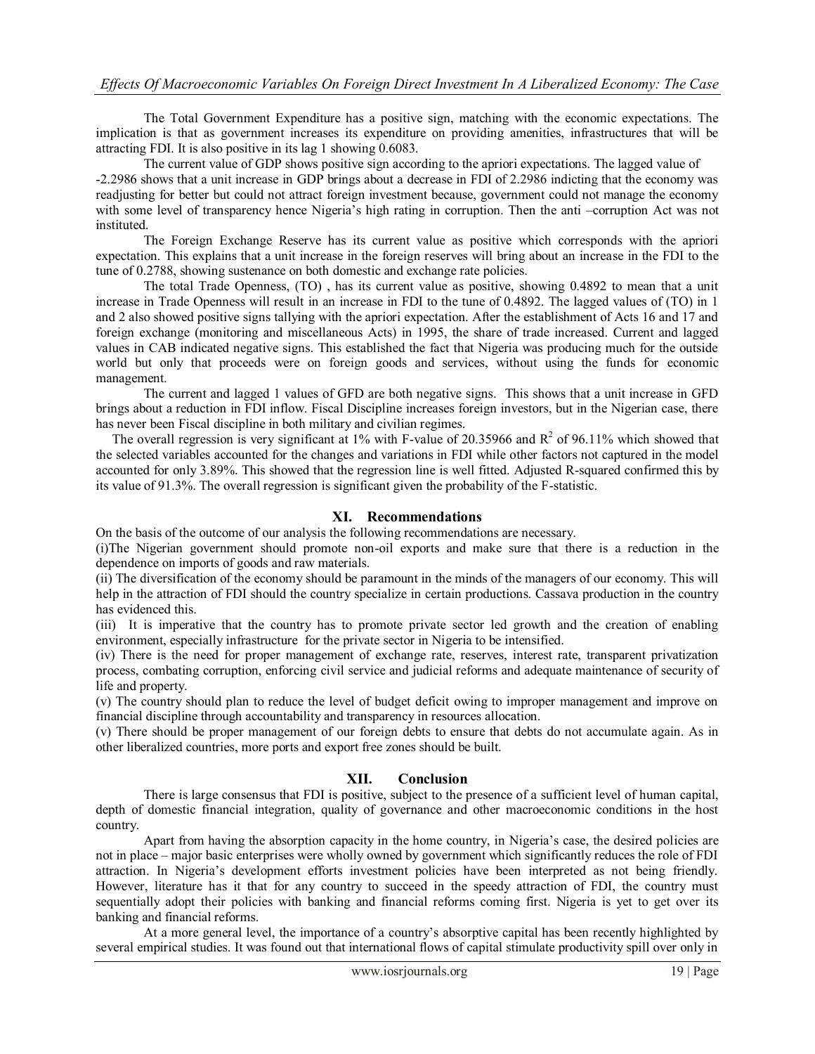The Total Government Expenditure has a positive sign, matching with the economic expectations. The implication is that as government increases its expenditure on providing amenities, infrastructures that will be attracting FDI. It is also positive in its lag 1 showing 0.6083.

The current value of GDP shows positive sign according to the apriori expectations. The lagged value of -2.2986 shows that a unit increase in GDP brings about a decrease in FDI of 2.2986 indicting that the economy was readjusting for better but could not attract foreign investment because, government could not manage the economy with some level of transparency hence Nigeria's high rating in corruption. Then the anti –corruption Act was not instituted.

The Foreign Exchange Reserve has its current value as positive which corresponds with the apriori expectation. This explains that a unit increase in the foreign reserves will bring about an increase in the FDI to the tune of 0.2788, showing sustenance on both domestic and exchange rate policies.

The total Trade Openness, (TO) , has its current value as positive, showing 0.4892 to mean that a unit increase in Trade Openness will result in an increase in FDI to the tune of 0.4892. The lagged values of (TO) in 1 and 2 also showed positive signs tallying with the apriori expectation. After the establishment of Acts 16 and 17 and foreign exchange (monitoring and miscellaneous Acts) in 1995, the share of trade increased. Current and lagged values in CAB indicated negative signs. This established the fact that Nigeria was producing much for the outside world but only that proceeds were on foreign goods and services, without using the funds for economic management.

The current and lagged 1 values of GFD are both negative signs. This shows that a unit increase in GFD brings about a reduction in FDI inflow. Fiscal Discipline increases foreign investors, but in the Nigerian case, there has never been Fiscal discipline in both military and civilian regimes.

The overall regression is very significant at 1% with F-value of 20.35966 and $R^2$ of 96.11% which showed that the selected variables accounted for the changes and variations in FDI while other factors not captured in the model accounted for only 3.89%. This showed that the regression line is well fitted. Adjusted R-squared confirmed this by its value of 91.3%. The overall regression is significant given the probability of the F-statistic.

## XI. Recommendations

On the basis of the outcome of our analysis the following recommendations are necessary.

(i)The Nigerian government should promote non-oil exports and make sure that there is a reduction in the dependence on imports of goods and raw materials.

(ii) The diversification of the economy should be paramount in the minds of the managers of our economy. This will help in the attraction of FDI should the country specialize in certain productions. Cassava production in the country has evidenced this.

(iii) It is imperative that the country has to promote private sector led growth and the creation of enabling environment, especially infrastructure for the private sector in Nigeria to be intensified.

(iv) There is the need for proper management of exchange rate, reserves, interest rate, transparent privatization process, combating corruption, enforcing civil service and judicial reforms and adequate maintenance of security of life and property.

(v) The country should plan to reduce the level of budget deficit owing to improper management and improve on financial discipline through accountability and transparency in resources allocation.

(v) There should be proper management of our foreign debts to ensure that debts do not accumulate again. As in other liberalized countries, more ports and export free zones should be built.

## XII. Conclusion

There is large consensus that FDI is positive, subject to the presence of a sufficient level of human capital, depth of domestic financial integration, quality of governance and other macroeconomic conditions in the host country.

Apart from having the absorption capacity in the home country, in Nigeria's case, the desired policies are not in place – major basic enterprises were wholly owned by government which significantly reduces the role of FDI attraction. In Nigeria's development efforts investment policies have been interpreted as not being friendly. However, literature has it that for any country to succeed in the speedy attraction of FDI, the country must sequentially adopt their policies with banking and financial reforms coming first. Nigeria is yet to get over its banking and financial reforms.

At a more general level, the importance of a country's absorptive capital has been recently highlighted by several empirical studies. It was found out that international flows of capital stimulate productivity spill over only in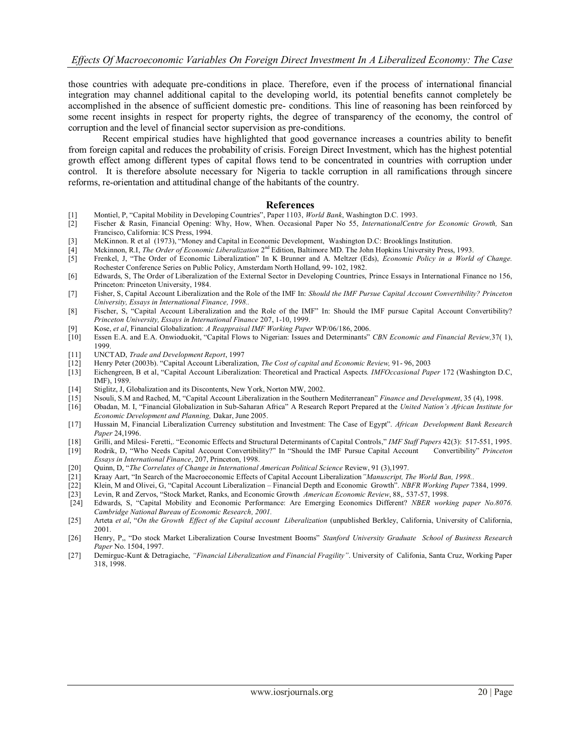those countries with adequate pre-conditions in place. Therefore, even if the process of international financial integration may channel additional capital to the developing world, its potential benefits cannot completely be accomplished in the absence of sufficient domestic pre- conditions. This line of reasoning has been reinforced by some recent insights in respect for property rights, the degree of transparency of the economy, the control of corruption and the level of financial sector supervision as pre-conditions.

Recent empirical studies have highlighted that good governance increases a countries ability to benefit from foreign capital and reduces the probability of crisis. Foreign Direct Investment, which has the highest potential growth effect among different types of capital flows tend to be concentrated in countries with corruption under control. It is therefore absolute necessary for Nigeria to tackle corruption in all ramifications through sincere reforms, re-orientation and attitudinal change of the habitants of the country.

## References

[1] Montiel, P, "Capital Mobility in Developing Countries", Paper 1103, *World Bank*, Washington D.C. 1993.

[2] Fischer & Rasin, Financial Opening: Why, How, When. Occasional Paper No 55, *InternationalCentre for Economic Growth,* San Francisco, California: ICS Press, 1994.

[3] McKinnon. R et al (1973), "Money and Capital in Economic Development, Washington D.C: Brooklings Institution.

[4] Mckinnon, R.I, *The Order of Economic Liberalization* 2nd Edition, Baltimore MD. The John Hopkins University Press, 1993.

[5] Frenkel, J, "The Order of Economic Liberalization" In K Brunner and A. Meltzer (Eds), *Economic Policy in a World of Change.* Rochester Conference Series on Public Policy, Amsterdam North Holland, 99- 102, 1982.

[6] Edwards, S, The Order of Liberalization of the External Sector in Developing Countries, Prince Essays in International Finance no 156, Princeton: Princeton University, 1984.

[7] Fisher, S, Capital Account Liberalization and the Role of the IMF In: *Should the IMF Pursue Capital Account Convertibility? Princeton University, Essays in International Finance, 1998..*

[8] Fischer, S, "Capital Account Liberalization and the Role of the IMF" In: Should the IMF pursue Capital Account Convertibility? *Princeton University, Essays in International Finance* 207, 1-10, 1999.

[9] Kose, *et al*, Financial Globalization: *A Reappraisal IMF Working Paper* WP/06/186, 2006.

[10] Essen E.A. and E.A. Onwioduokit, "Capital Flows to Nigerian: Issues and Determinants" *CBN Economic and Financial Review,*37( 1), 1999.

[11] UNCTAD, *Trade and Development Report*, 1997

[12] Henry Peter (2003b). "Capital Account Liberalization, *The Cost of capital and Economic Review,* 91- 96, 2003

[13] Eichengreen, B et al, "Capital Account Liberalization: Theoretical and Practical Aspects. *IMFOccasional Paper* 172 (Washington D.C, IMF), 1989.

[14] Stiglitz, J, Globalization and its Discontents, New York, Norton MW, 2002.

[15] Nsouli, S.M and Rached, M, "Capital Account Liberalization in the Southern Mediterranean" *Finance and Development*, 35 (4), 1998.

[16] Obadan, M. I, "Financial Globalization in Sub-Saharan Africa" A Research Report Prepared at the *United Nation's African Institute for Economic Development and Planning,* Dakar, June 2005.

[17] Hussain M, Financial Liberalization Currency substitution and Investment: The Case of Egypt". *African Development Bank Research Paper* 24,1996.

[18] Grilli, and Milesi- Feretti,. "Economic Effects and Structural Determinants of Capital Controls," *IMF Staff Papers* 42(3): 517-551, 1995.

[19] Rodrik, D, "Who Needs Capital Account Convertibility?" In "Should the IMF Pursue Capital Account Convertibility" *Princeton Essays in International Finance*, 207, Princeton, 1998.

[20] Quinn, D, "*The Correlates of Change in International American Political Science* Review, 91 (3),1997.

[21] Kraay Aart, "In Search of the Macroeconomic Effects of Capital Account Liberalization*"Manuscript, The World Ban, 1998..*

[22] Klein, M and Olivei, G, "Capital Account Liberalization – Financial Depth and Economic Growth". *NBFR Working Paper* 7384, 1999.

[23] Levin, R and Zervos, "Stock Market, Ranks, and Economic Growth *American Economic Review*, 88,. 537-57, 1998.

[24] Edwards, S, "Capital Mobility and Economic Performance: Are Emerging Economics Different? *NBER working paper No.8076. Cambridge National Bureau of Economic Research, 2001.*

[25] Arteta *et al*, "*On the Growth Effect of the Capital account Liberalization* (unpublished Berkley, California, University of California, 2001.

[26] Henry, P,, "Do stock Market Liberalization Course Investment Booms" *Stanford University Graduate School of Business Research Paper* No. 1504, 1997.

[27] Demirguc-Kunt & Detragiache, *"Financial Liberalization and Financial Fragility"*. University of Califonia, Santa Cruz, Working Paper 318, 1998.